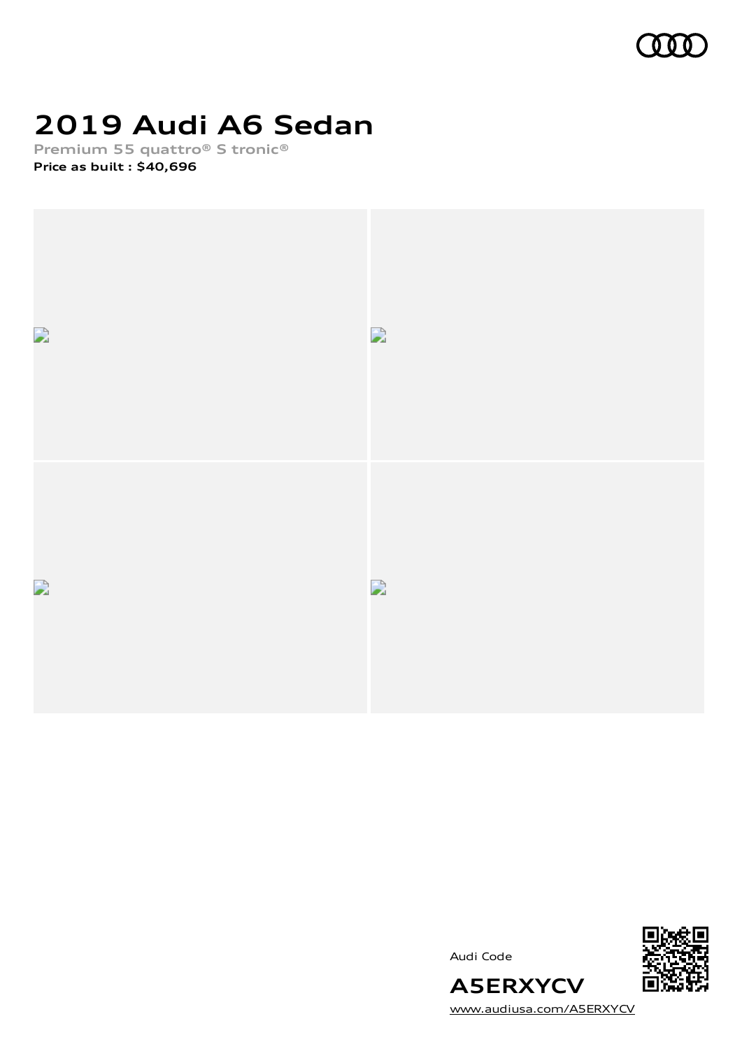# 2019 Audi A6 Sedan

**Premium 55 quattro® S tronic®**

**Price as built : $40,696**

Audi Code

**A5ERXYCV**

www.audiusa.com/A5ERXYCV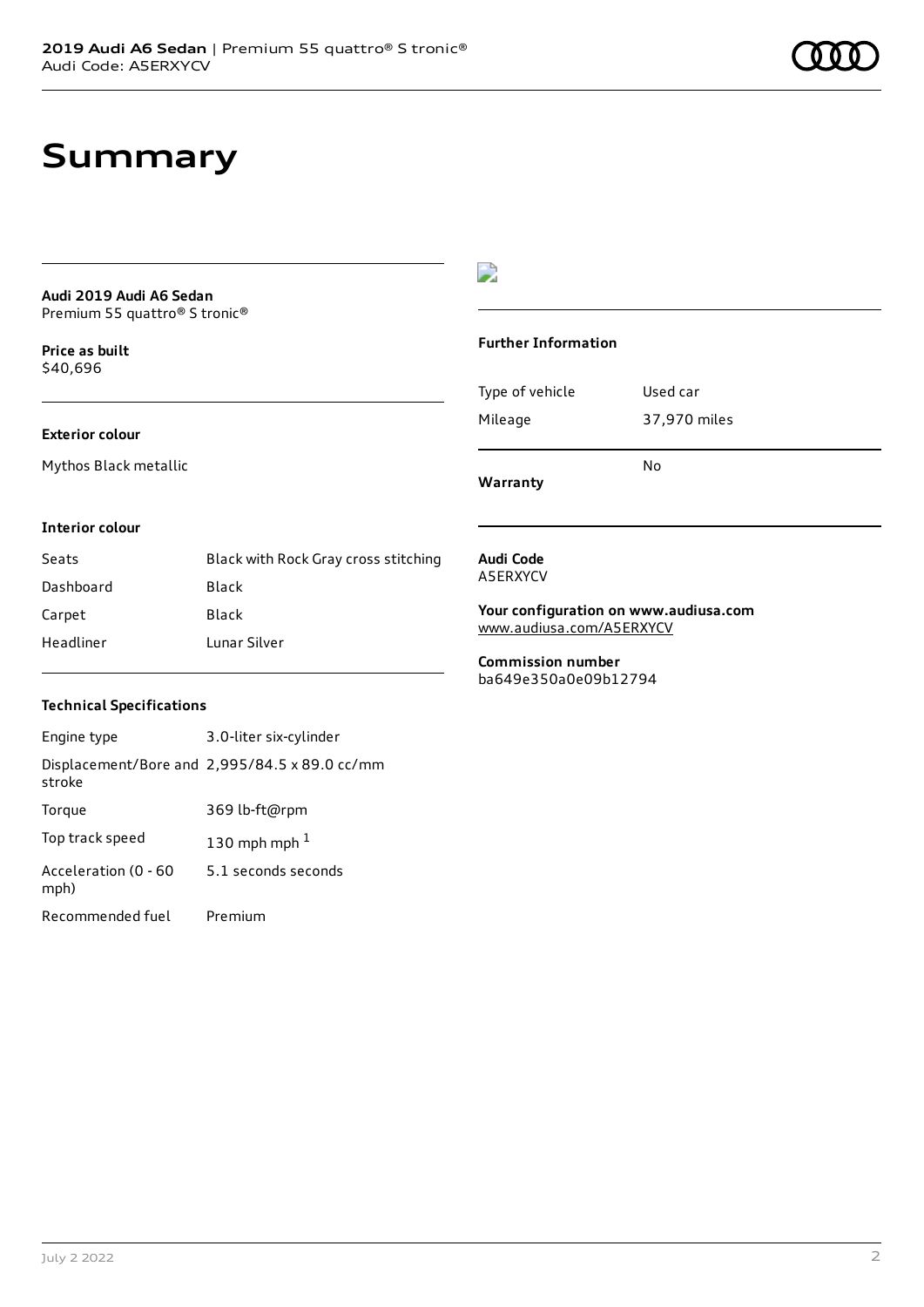# Summary

**Audi 2019 Audi A6 Sedan**
Premium 55 quattro® S tronic®

**Price as built**
$40,696

**Exterior colour**

Mythos Black metallic

**Interior colour**

| Seats | Black with Rock Gray cross stitching |
| --- | --- |
| Dashboard | Black |
| Carpet | Black |
| Headliner | Lunar Silver |

**Technical Specifications**

| Engine type | 3.0-liter six-cylinder |
| --- | --- |
| Displacement/Bore and stroke | 2,995/84.5 x 89.0 cc/mm |
| Torque | 369 lb-ft@rpm |
| Top track speed | 130 mph mph [1] |
| Acceleration (0 - 60 mph) | 5.1 seconds seconds |
| Recommended fuel | Premium |

**Further Information**

| Type of vehicle | Used car |
| --- | --- |
| Mileage | 37,970 miles |
| **Warranty** | No |

**Audi Code**
A5ERXYCV

**Your configuration on www.audiusa.com**
www.audiusa.com/A5ERXYCV

**Commission number**
ba649e350a0e09b12794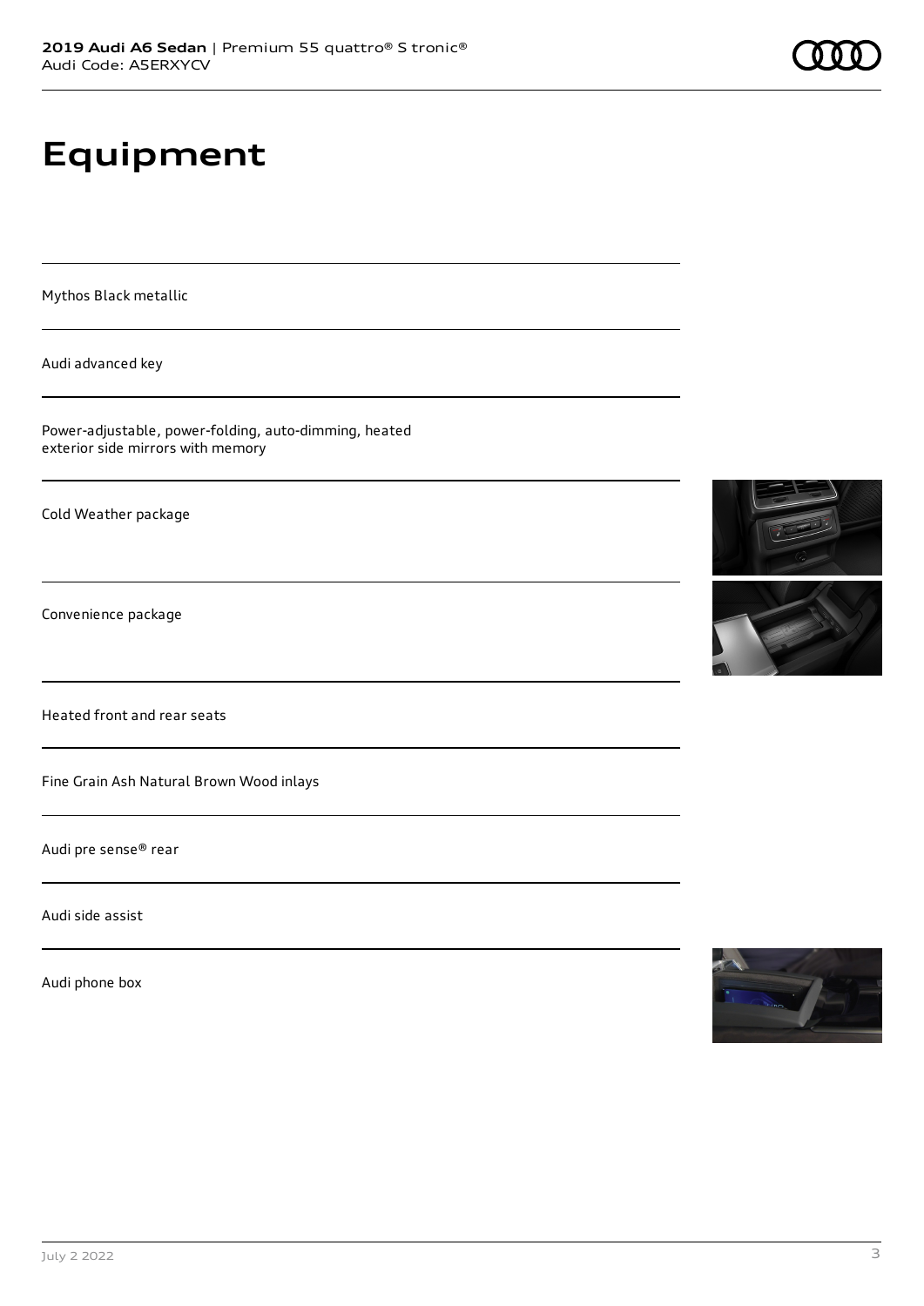# Equipment

Mythos Black metallic

Audi advanced key

Power-adjustable, power-folding, auto-dimming, heated exterior side mirrors with memory

Cold Weather package

Convenience package

Heated front and rear seats

Fine Grain Ash Natural Brown Wood inlays

Audi pre sense® rear

Audi side assist

Audi phone box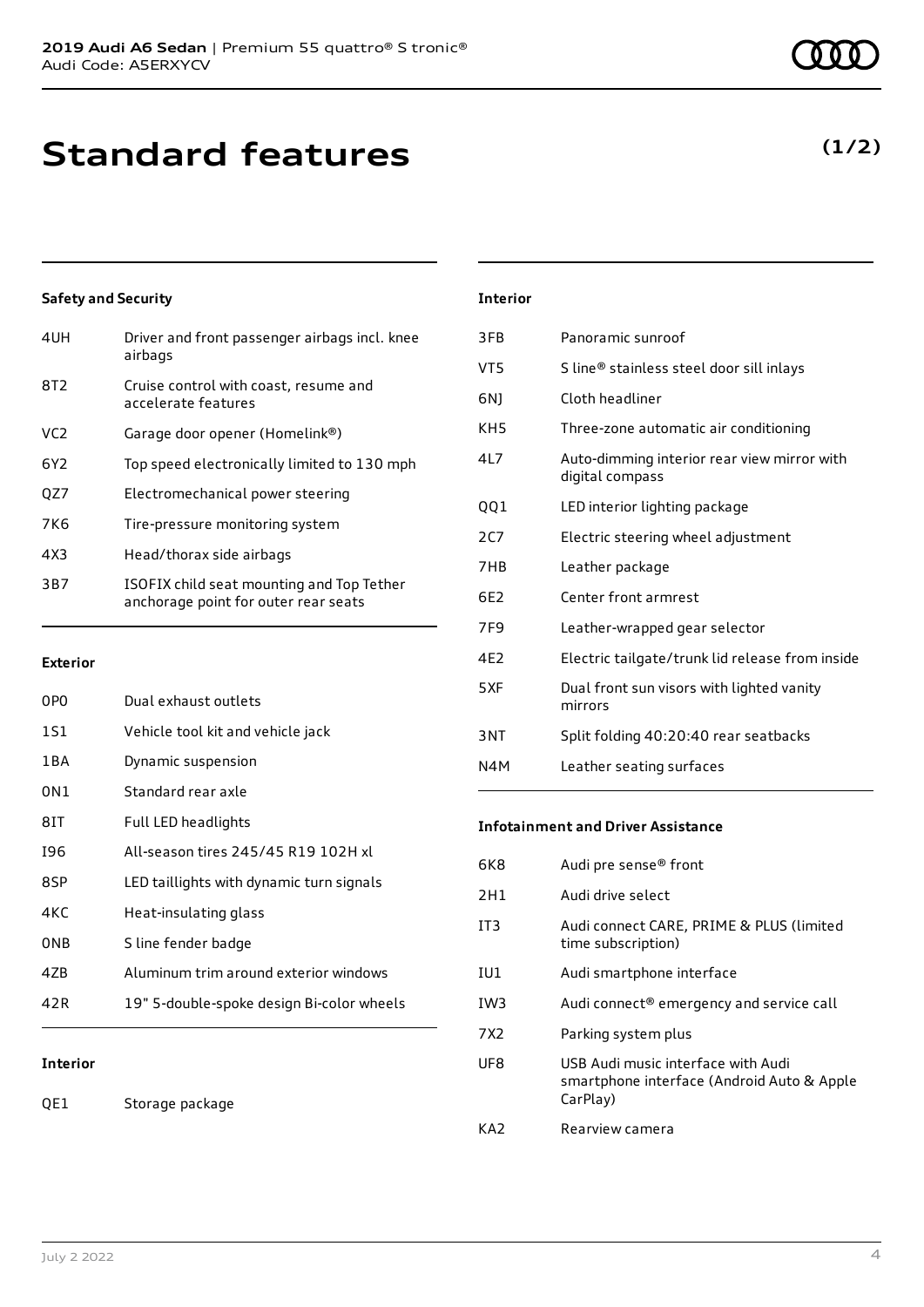# Standard features

**(1/2)**

### Safety and Security

| | |
|---|---|
| 4UH | Driver and front passenger airbags incl. knee airbags |
| 8T2 | Cruise control with coast, resume and accelerate features |
| VC2 | Garage door opener (Homelink®) |
| 6Y2 | Top speed electronically limited to 130 mph |
| QZ7 | Electromechanical power steering |
| 7K6 | Tire-pressure monitoring system |
| 4X3 | Head/thorax side airbags |
| 3B7 | ISOFIX child seat mounting and Top Tether anchorage point for outer rear seats |

### Exterior

| | |
|---|---|
| 0P0 | Dual exhaust outlets |
| 1S1 | Vehicle tool kit and vehicle jack |
| 1BA | Dynamic suspension |
| 0N1 | Standard rear axle |
| 8IT | Full LED headlights |
| I96 | All-season tires 245/45 R19 102H xl |
| 8SP | LED taillights with dynamic turn signals |
| 4KC | Heat-insulating glass |
| 0NB | S line fender badge |
| 4ZB | Aluminum trim around exterior windows |
| 42R | 19" 5-double-spoke design Bi-color wheels |

### Interior

| | |
|---|---|
| QE1 | Storage package |
| 3FB | Panoramic sunroof |
| VT5 | S line® stainless steel door sill inlays |
| 6NJ | Cloth headliner |
| KH5 | Three-zone automatic air conditioning |
| 4L7 | Auto-dimming interior rear view mirror with digital compass |
| QQ1 | LED interior lighting package |
| 2C7 | Electric steering wheel adjustment |
| 7HB | Leather package |
| 6E2 | Center front armrest |
| 7F9 | Leather-wrapped gear selector |
| 4E2 | Electric tailgate/trunk lid release from inside |
| 5XF | Dual front sun visors with lighted vanity mirrors |
| 3NT | Split folding 40:20:40 rear seatbacks |
| N4M | Leather seating surfaces |

### Infotainment and Driver Assistance

| | |
|---|---|
| 6K8 | Audi pre sense® front |
| 2H1 | Audi drive select |
| IT3 | Audi connect CARE, PRIME & PLUS (limited time subscription) |
| IU1 | Audi smartphone interface |
| IW3 | Audi connect® emergency and service call |
| 7X2 | Parking system plus |
| UF8 | USB Audi music interface with Audi smartphone interface (Android Auto & Apple CarPlay) |
| KA2 | Rearview camera |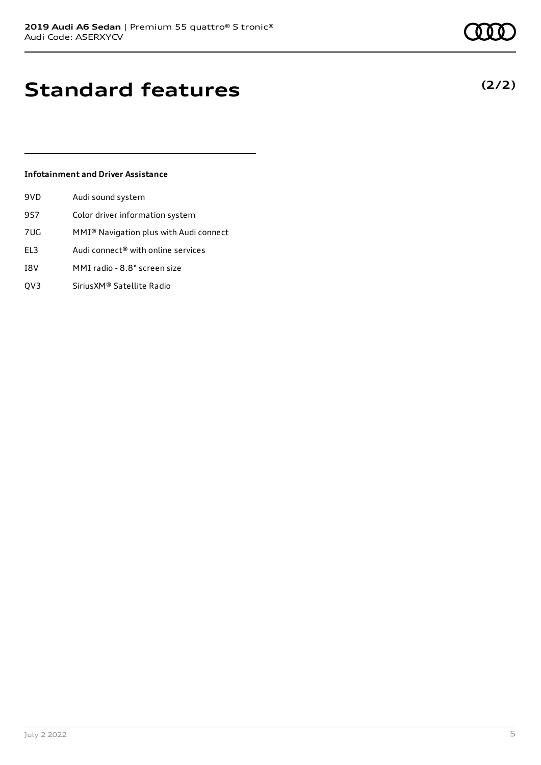# Standard features

**(2/2)**

### Infotainment and Driver Assistance

| | |
|---|---|
| 9VD | Audi sound system |
| 9S7 | Color driver information system |
| 7UG | MMI® Navigation plus with Audi connect |
| EL3 | Audi connect® with online services |
| I8V | MMI radio - 8.8" screen size |
| QV3 | SiriusXM® Satellite Radio |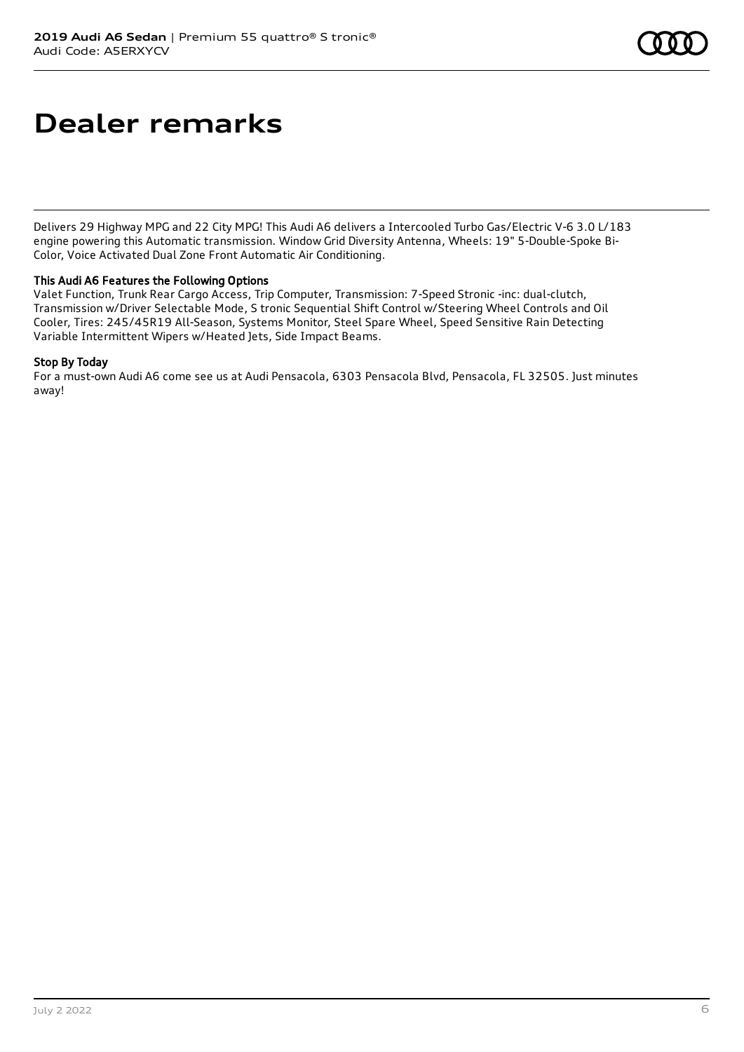# Dealer remarks

Delivers 29 Highway MPG and 22 City MPG! This Audi A6 delivers a Intercooled Turbo Gas/Electric V-6 3.0 L/183 engine powering this Automatic transmission. Window Grid Diversity Antenna, Wheels: 19" 5-Double-Spoke Bi-Color, Voice Activated Dual Zone Front Automatic Air Conditioning.

### This Audi A6 Features the Following Options

Valet Function, Trunk Rear Cargo Access, Trip Computer, Transmission: 7-Speed Stronic -inc: dual-clutch, Transmission w/Driver Selectable Mode, S tronic Sequential Shift Control w/Steering Wheel Controls and Oil Cooler, Tires: 245/45R19 All-Season, Systems Monitor, Steel Spare Wheel, Speed Sensitive Rain Detecting Variable Intermittent Wipers w/Heated Jets, Side Impact Beams.

### Stop By Today

For a must-own Audi A6 come see us at Audi Pensacola, 6303 Pensacola Blvd, Pensacola, FL 32505. Just minutes away!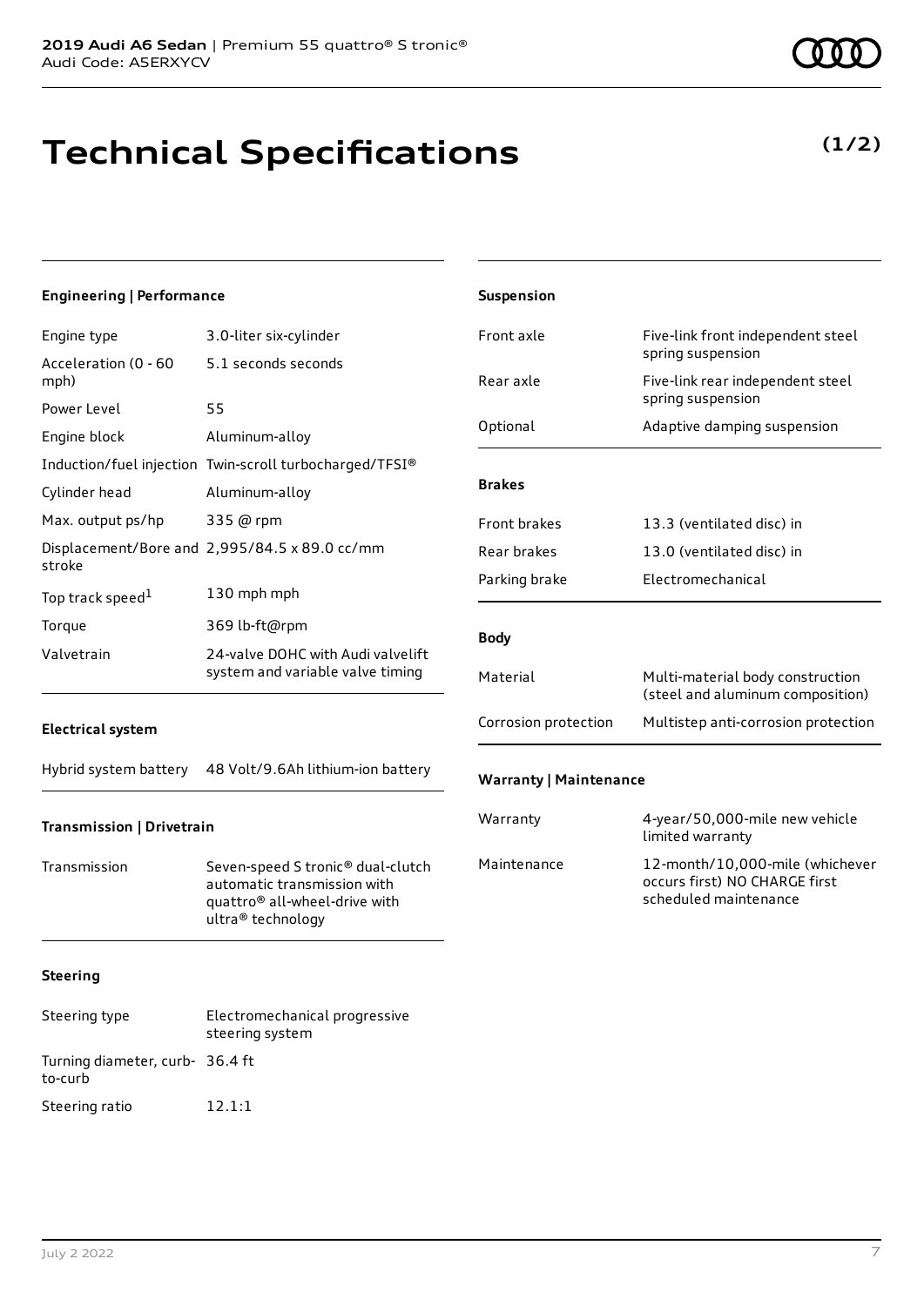# Technical Specifications

**(1/2)**

### Engineering | Performance

| | |
|---|---|
| Engine type | 3.0-liter six-cylinder |
| Acceleration (0 - 60 mph) | 5.1 seconds seconds |
| Power Level | 55 |
| Engine block | Aluminum-alloy |
| Induction/fuel injection | Twin-scroll turbocharged/TFSI® |
| Cylinder head | Aluminum-alloy |
| Max. output ps/hp | 335 @ rpm |
| Displacement/Bore and stroke | 2,995/84.5 x 89.0 cc/mm |
| Top track speed[1] | 130 mph mph |
| Torque | 369 lb-ft@rpm |
| Valvetrain | 24-valve DOHC with Audi valvelift system and variable valve timing |

### Electrical system

| | |
|---|---|
| Hybrid system battery | 48 Volt/9.6Ah lithium-ion battery |

### Transmission | Drivetrain

| | |
|---|---|
| Transmission | Seven-speed S tronic® dual-clutch automatic transmission with quattro® all-wheel-drive with ultra® technology |

### Steering

| | |
|---|---|
| Steering type | Electromechanical progressive steering system |
| Turning diameter, curb-to-curb | 36.4 ft |
| Steering ratio | 12.1:1 |

### Suspension

| | |
|---|---|
| Front axle | Five-link front independent steel spring suspension |
| Rear axle | Five-link rear independent steel spring suspension |
| Optional | Adaptive damping suspension |

### Brakes

| | |
|---|---|
| Front brakes | 13.3 (ventilated disc) in |
| Rear brakes | 13.0 (ventilated disc) in |
| Parking brake | Electromechanical |

### Body

| | |
|---|---|
| Material | Multi-material body construction (steel and aluminum composition) |
| Corrosion protection | Multistep anti-corrosion protection |

### Warranty | Maintenance

| | |
|---|---|
| Warranty | 4-year/50,000-mile new vehicle limited warranty |
| Maintenance | 12-month/10,000-mile (whichever occurs first) NO CHARGE first scheduled maintenance |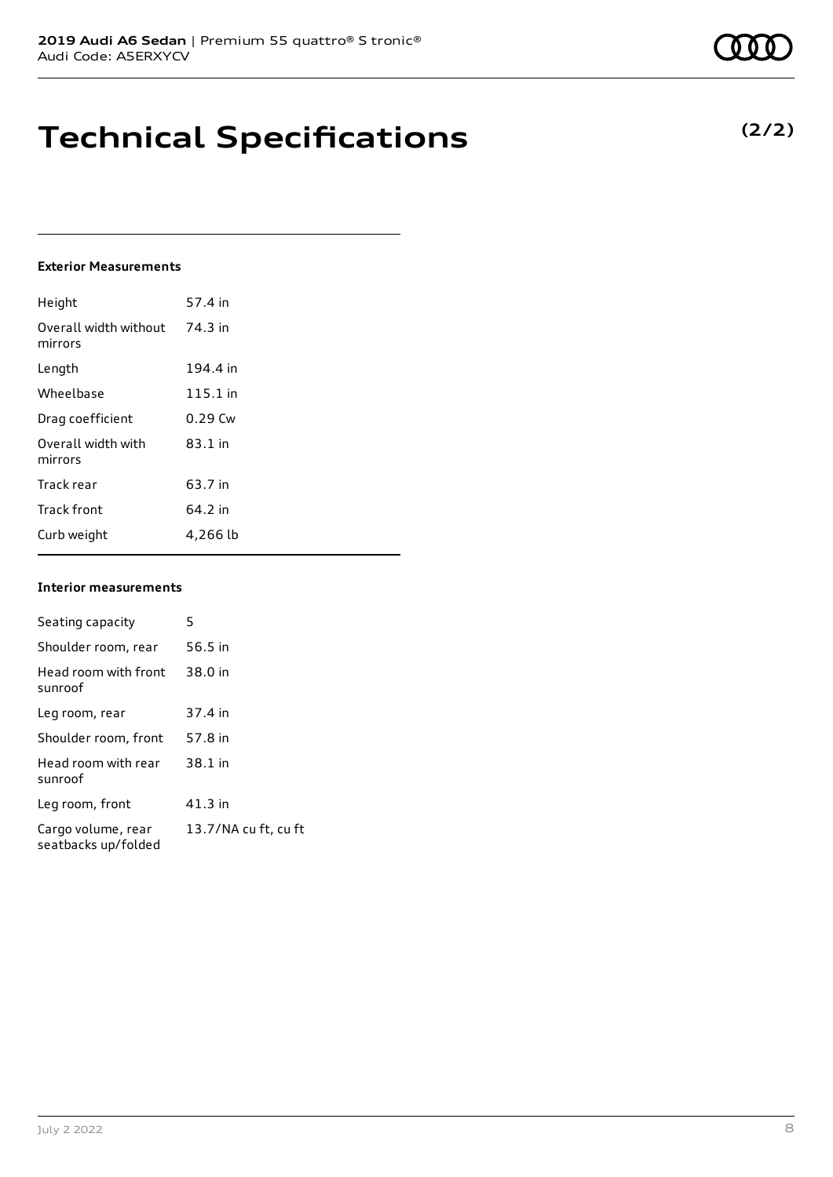# Technical Specifications

**(2/2)**

### Exterior Measurements

| | |
|---|---|
| Height | 57.4 in |
| Overall width without mirrors | 74.3 in |
| Length | 194.4 in |
| Wheelbase | 115.1 in |
| Drag coefficient | 0.29 Cw |
| Overall width with mirrors | 83.1 in |
| Track rear | 63.7 in |
| Track front | 64.2 in |
| Curb weight | 4,266 lb |

### Interior measurements

| | |
|---|---|
| Seating capacity | 5 |
| Shoulder room, rear | 56.5 in |
| Head room with front sunroof | 38.0 in |
| Leg room, rear | 37.4 in |
| Shoulder room, front | 57.8 in |
| Head room with rear sunroof | 38.1 in |
| Leg room, front | 41.3 in |
| Cargo volume, rear seatbacks up/folded | 13.7/NA cu ft, cu ft |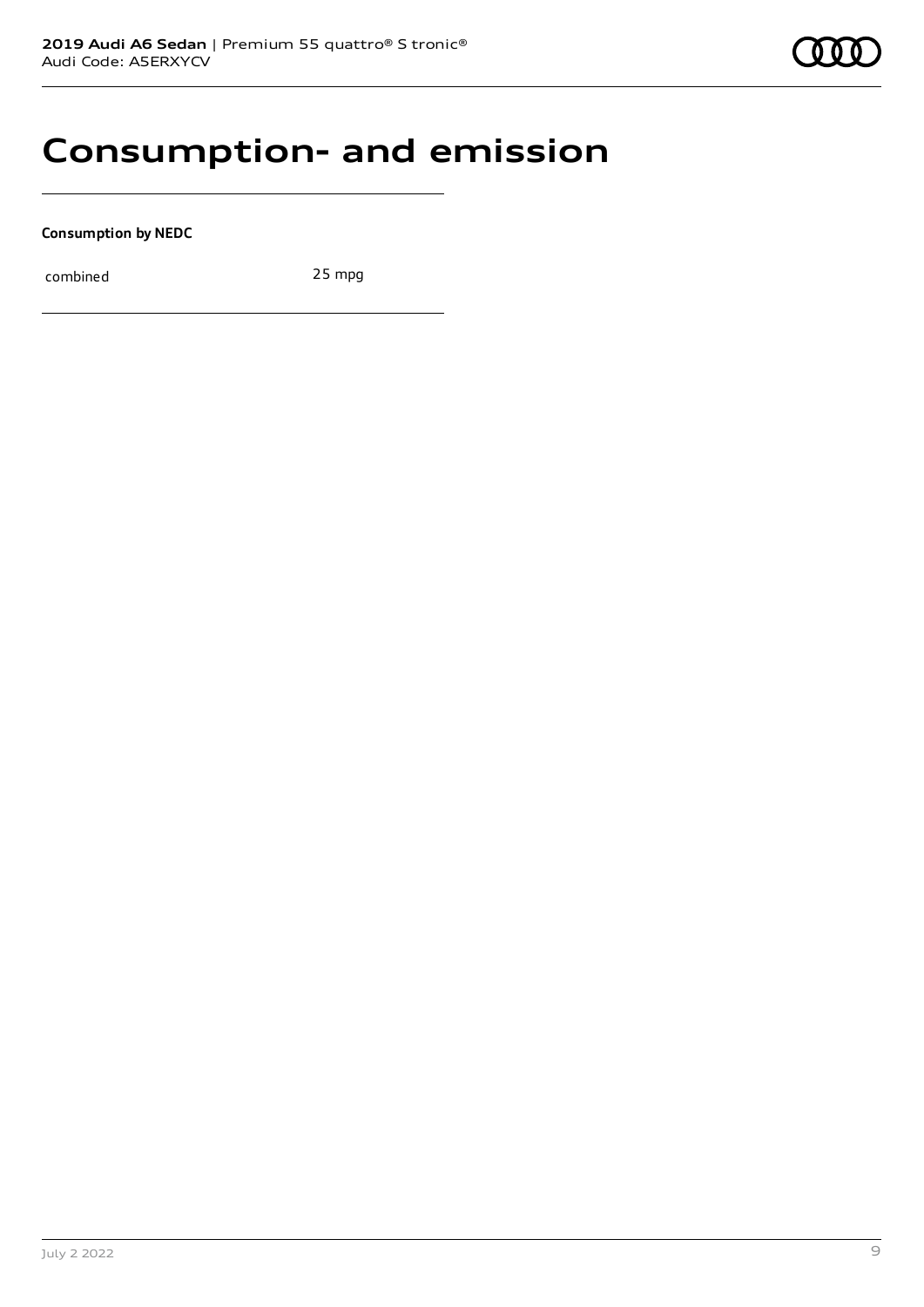# Consumption- and emission

**Consumption by NEDC**

| combined | 25 mpg |
| --- | --- |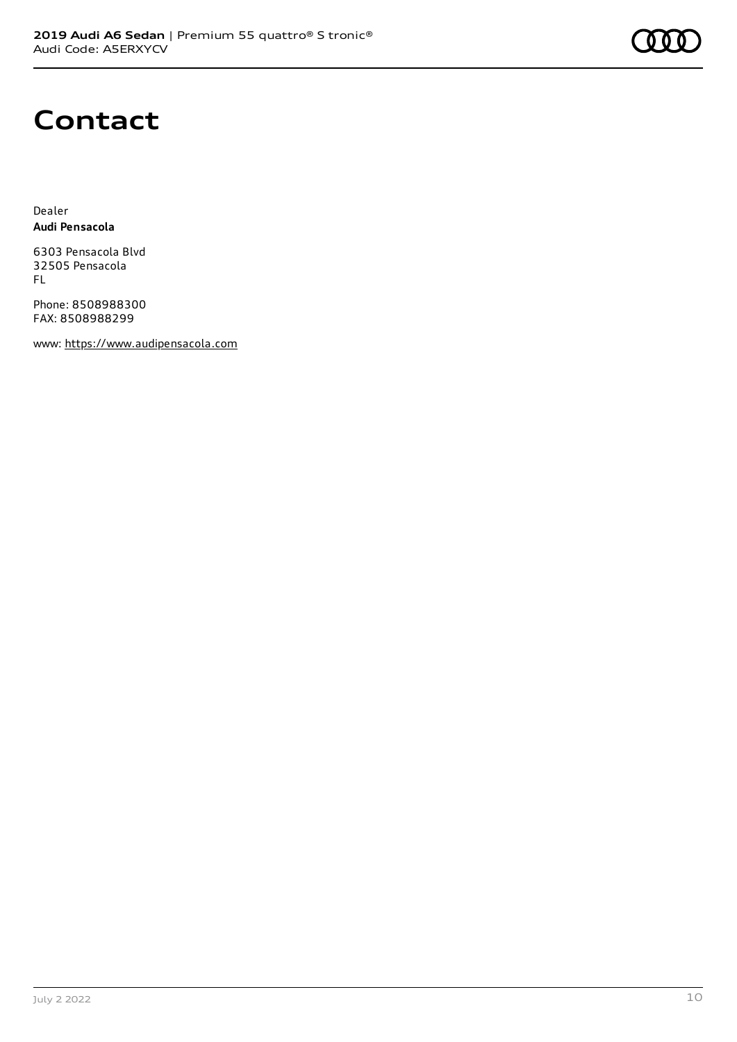# Contact

Dealer
**Audi Pensacola**

6303 Pensacola Blvd
32505 Pensacola
FL

Phone: 8508988300
FAX: 8508988299

www: https://www.audipensacola.com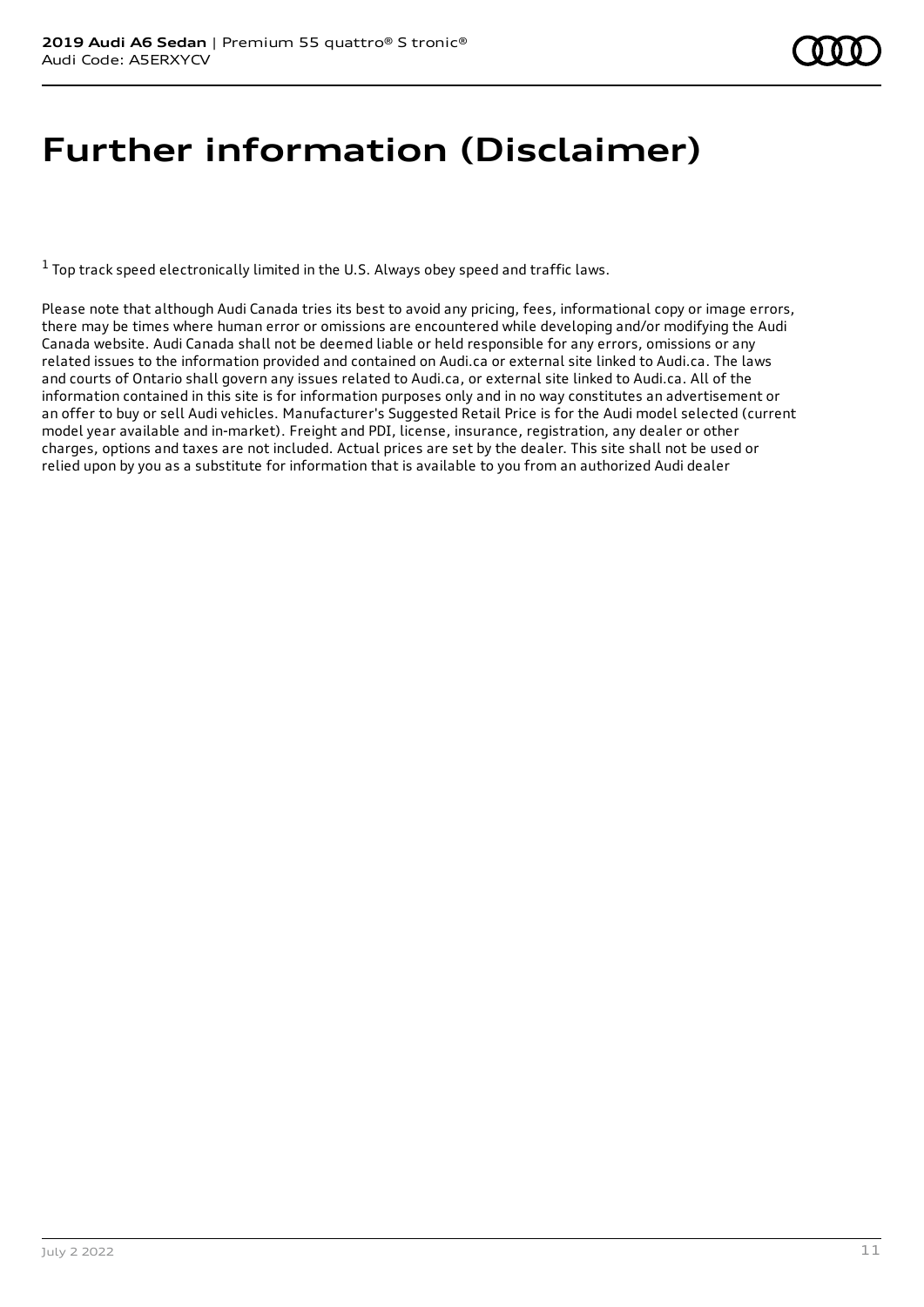# Further information (Disclaimer)

[1] Top track speed electronically limited in the U.S. Always obey speed and traffic laws.

Please note that although Audi Canada tries its best to avoid any pricing, fees, informational copy or image errors, there may be times where human error or omissions are encountered while developing and/or modifying the Audi Canada website. Audi Canada shall not be deemed liable or held responsible for any errors, omissions or any related issues to the information provided and contained on Audi.ca or external site linked to Audi.ca. The laws and courts of Ontario shall govern any issues related to Audi.ca, or external site linked to Audi.ca. All of the information contained in this site is for information purposes only and in no way constitutes an advertisement or an offer to buy or sell Audi vehicles. Manufacturer's Suggested Retail Price is for the Audi model selected (current model year available and in-market). Freight and PDI, license, insurance, registration, any dealer or other charges, options and taxes are not included. Actual prices are set by the dealer. This site shall not be used or relied upon by you as a substitute for information that is available to you from an authorized Audi dealer